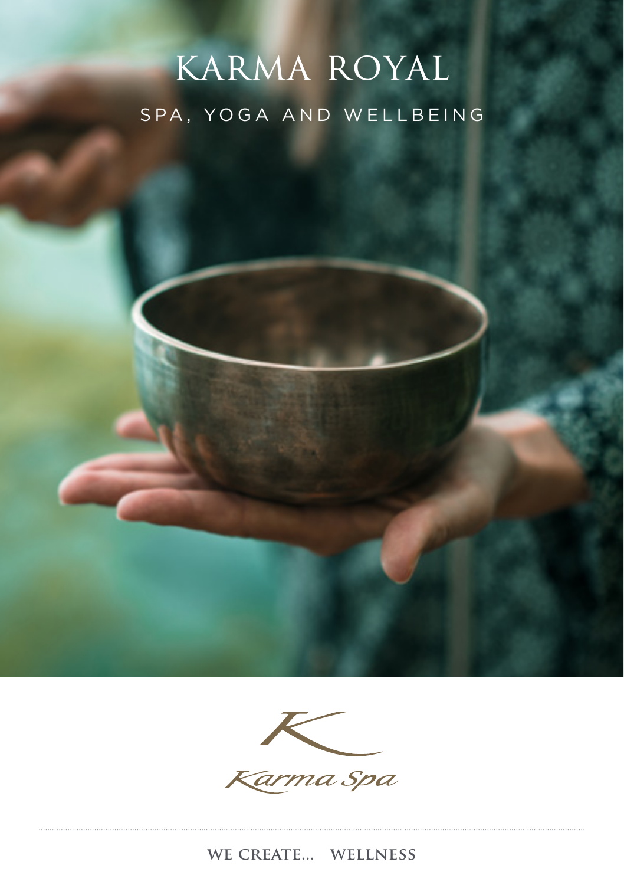# KARMA ROYAL

## SPA, YOGA AND WELLBEING

Karma Spa

WE CREATE... WELLNESS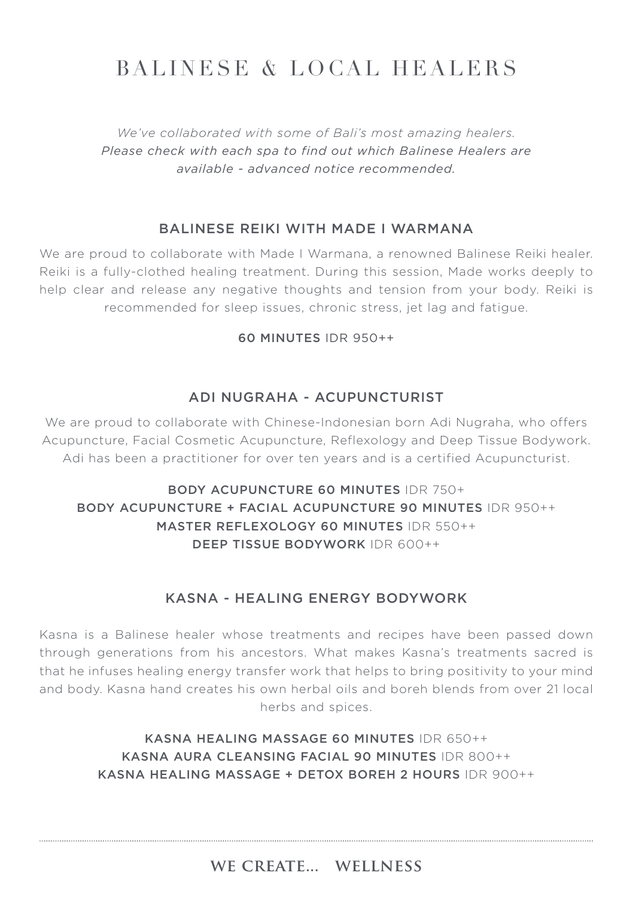# BALINESE & LOCAL HEALERS

*We've collaborated with some of Bali's most amazing healers.*
*Please check with each spa to find out which Balinese Healers are available - advanced notice recommended.*

## BALINESE REIKI WITH MADE I WARMANA

We are proud to collaborate with Made I Warmana, a renowned Balinese Reiki healer. Reiki is a fully-clothed healing treatment. During this session, Made works deeply to help clear and release any negative thoughts and tension from your body. Reiki is recommended for sleep issues, chronic stress, jet lag and fatigue.

**60 MINUTES** IDR 950++

## ADI NUGRAHA - ACUPUNCTURIST

We are proud to collaborate with Chinese-Indonesian born Adi Nugraha, who offers Acupuncture, Facial Cosmetic Acupuncture, Reflexology and Deep Tissue Bodywork. Adi has been a practitioner for over ten years and is a certified Acupuncturist.

**BODY ACUPUNCTURE 60 MINUTES** IDR 750+
**BODY ACUPUNCTURE + FACIAL ACUPUNCTURE 90 MINUTES** IDR 950++
**MASTER REFLEXOLOGY 60 MINUTES** IDR 550++
**DEEP TISSUE BODYWORK** IDR 600++

## KASNA - HEALING ENERGY BODYWORK

Kasna is a Balinese healer whose treatments and recipes have been passed down through generations from his ancestors. What makes Kasna's treatments sacred is that he infuses healing energy transfer work that helps to bring positivity to your mind and body. Kasna hand creates his own herbal oils and boreh blends from over 21 local herbs and spices.

**KASNA HEALING MASSAGE 60 MINUTES** IDR 650++
**KASNA AURA CLEANSING FACIAL 90 MINUTES** IDR 800++
**KASNA HEALING MASSAGE + DETOX BOREH 2 HOURS** IDR 900++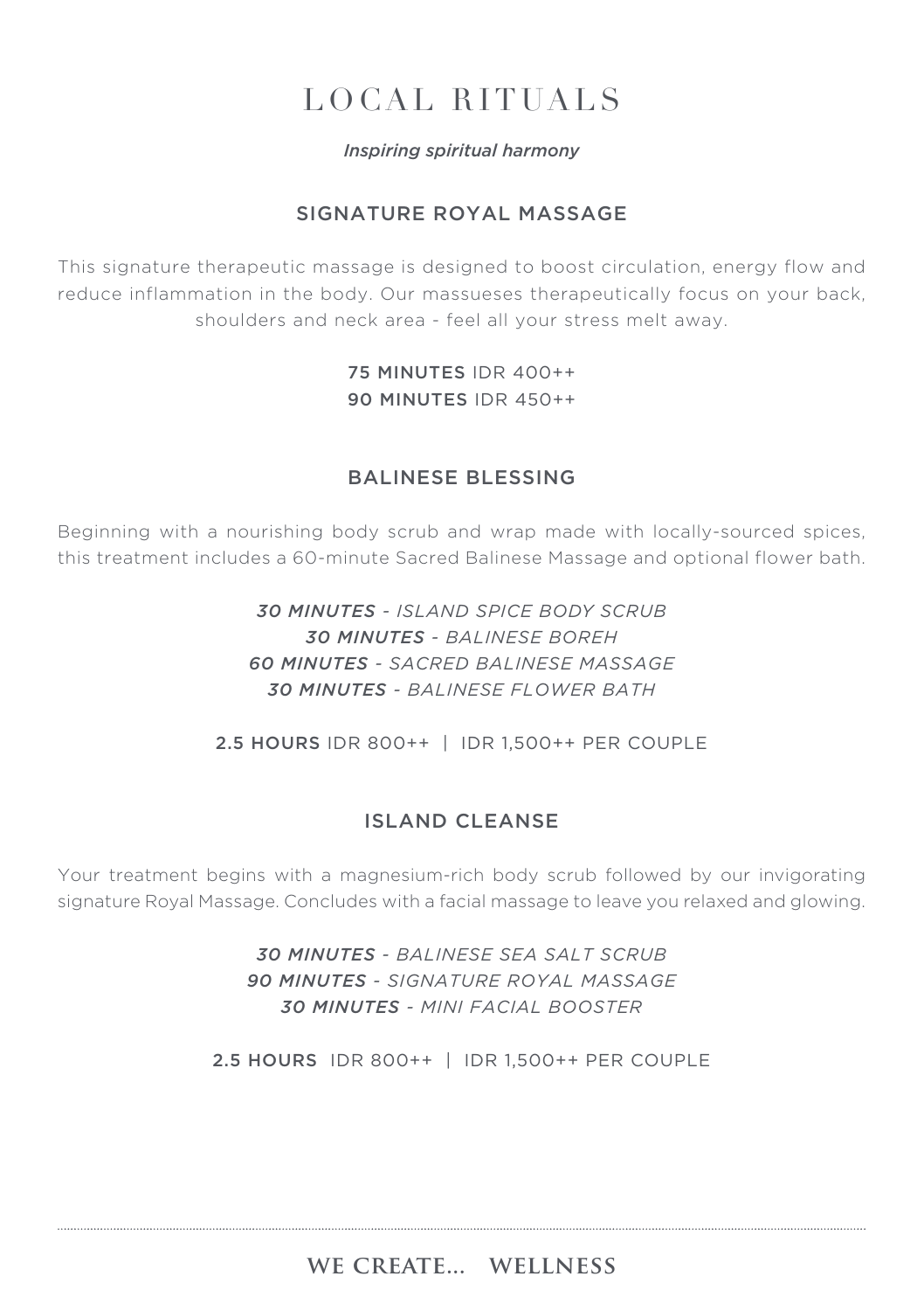# LOCAL RITUALS

*Inspiring spiritual harmony*

## SIGNATURE ROYAL MASSAGE

This signature therapeutic massage is designed to boost circulation, energy flow and reduce inflammation in the body. Our massueses therapeutically focus on your back, shoulders and neck area - feel all your stress melt away.

**75 MINUTES** IDR 400++
**90 MINUTES** IDR 450++

## BALINESE BLESSING

Beginning with a nourishing body scrub and wrap made with locally-sourced spices, this treatment includes a 60-minute Sacred Balinese Massage and optional flower bath.

***30 MINUTES*** *- ISLAND SPICE BODY SCRUB*
***30 MINUTES*** *- BALINESE BOREH*
***60 MINUTES*** *- SACRED BALINESE MASSAGE*
***30 MINUTES*** *- BALINESE FLOWER BATH*

**2.5 HOURS** IDR 800++ | IDR 1,500++ PER COUPLE

## ISLAND CLEANSE

Your treatment begins with a magnesium-rich body scrub followed by our invigorating signature Royal Massage. Concludes with a facial massage to leave you relaxed and glowing.

***30 MINUTES*** *- BALINESE SEA SALT SCRUB*
***90 MINUTES*** *- SIGNATURE ROYAL MASSAGE*
***30 MINUTES*** *- MINI FACIAL BOOSTER*

**2.5 HOURS** IDR 800++ | IDR 1,500++ PER COUPLE

**WE CREATE... WELLNESS**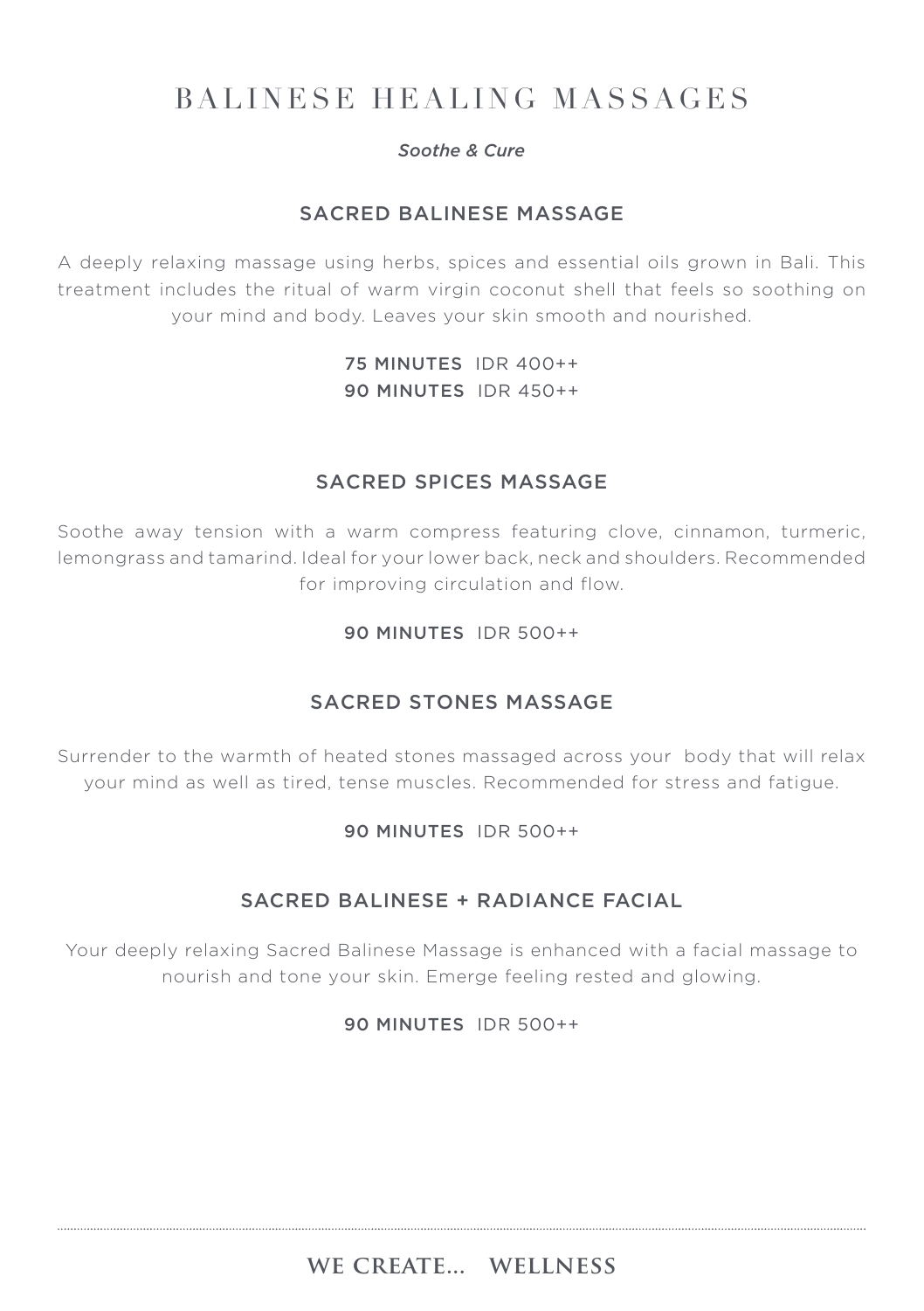# BALINESE HEALING MASSAGES

*Soothe & Cure*

## SACRED BALINESE MASSAGE

A deeply relaxing massage using herbs, spices and essential oils grown in Bali. This treatment includes the ritual of warm virgin coconut shell that feels so soothing on your mind and body. Leaves your skin smooth and nourished.

**75 MINUTES** IDR 400++
**90 MINUTES** IDR 450++

## SACRED SPICES MASSAGE

Soothe away tension with a warm compress featuring clove, cinnamon, turmeric, lemongrass and tamarind. Ideal for your lower back, neck and shoulders. Recommended for improving circulation and flow.

**90 MINUTES** IDR 500++

## SACRED STONES MASSAGE

Surrender to the warmth of heated stones massaged across your body that will relax your mind as well as tired, tense muscles. Recommended for stress and fatigue.

**90 MINUTES** IDR 500++

## SACRED BALINESE + RADIANCE FACIAL

Your deeply relaxing Sacred Balinese Massage is enhanced with a facial massage to nourish and tone your skin. Emerge feeling rested and glowing.

**90 MINUTES** IDR 500++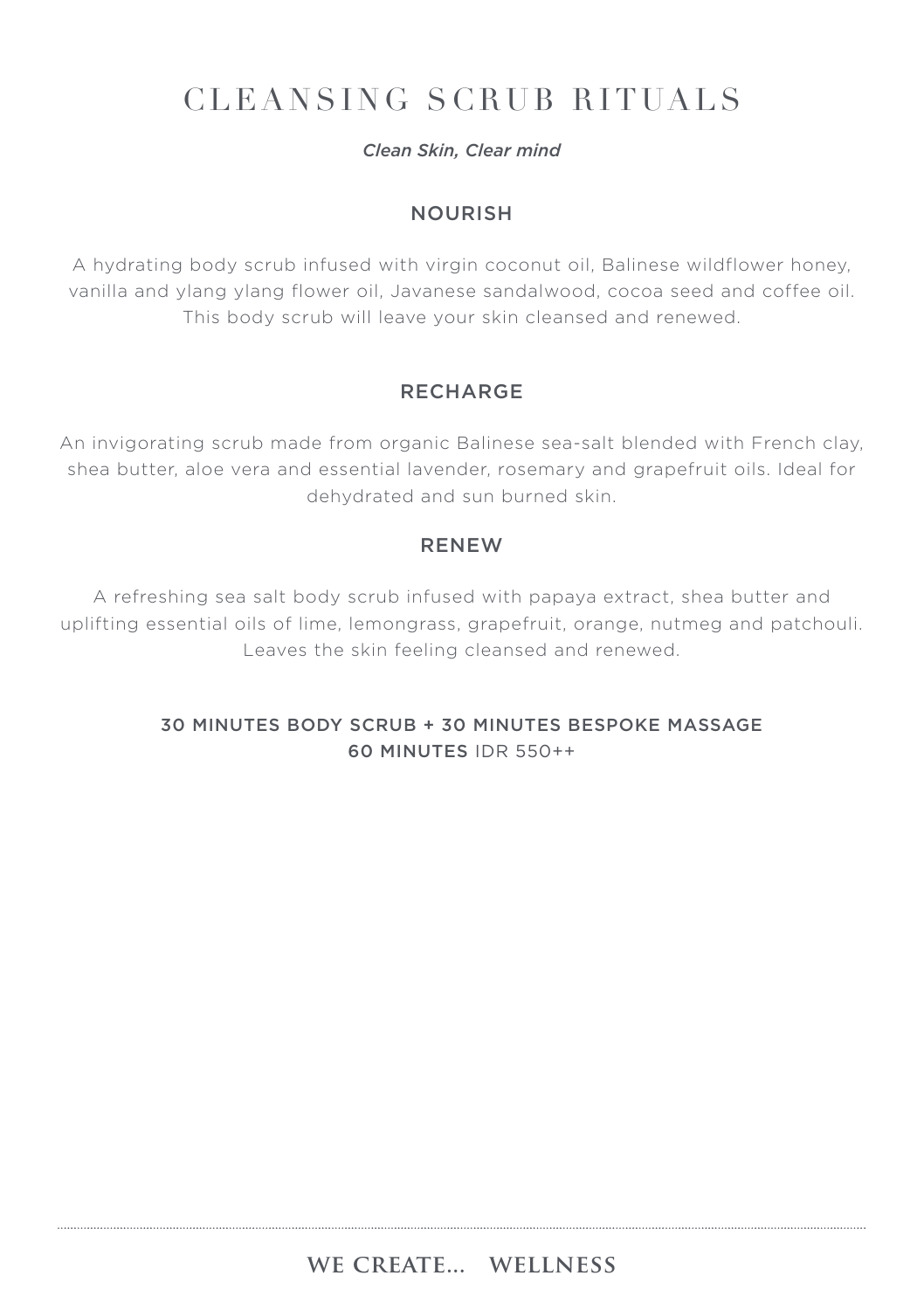# CLEANSING SCRUB RITUALS

*Clean Skin, Clear mind*

## NOURISH

A hydrating body scrub infused with virgin coconut oil, Balinese wildflower honey, vanilla and ylang ylang flower oil, Javanese sandalwood, cocoa seed and coffee oil. This body scrub will leave your skin cleansed and renewed.

## RECHARGE

An invigorating scrub made from organic Balinese sea-salt blended with French clay, shea butter, aloe vera and essential lavender, rosemary and grapefruit oils. Ideal for dehydrated and sun burned skin.

## RENEW

A refreshing sea salt body scrub infused with papaya extract, shea butter and uplifting essential oils of lime, lemongrass, grapefruit, orange, nutmeg and patchouli. Leaves the skin feeling cleansed and renewed.

30 MINUTES BODY SCRUB + 30 MINUTES BESPOKE MASSAGE
60 MINUTES IDR 550++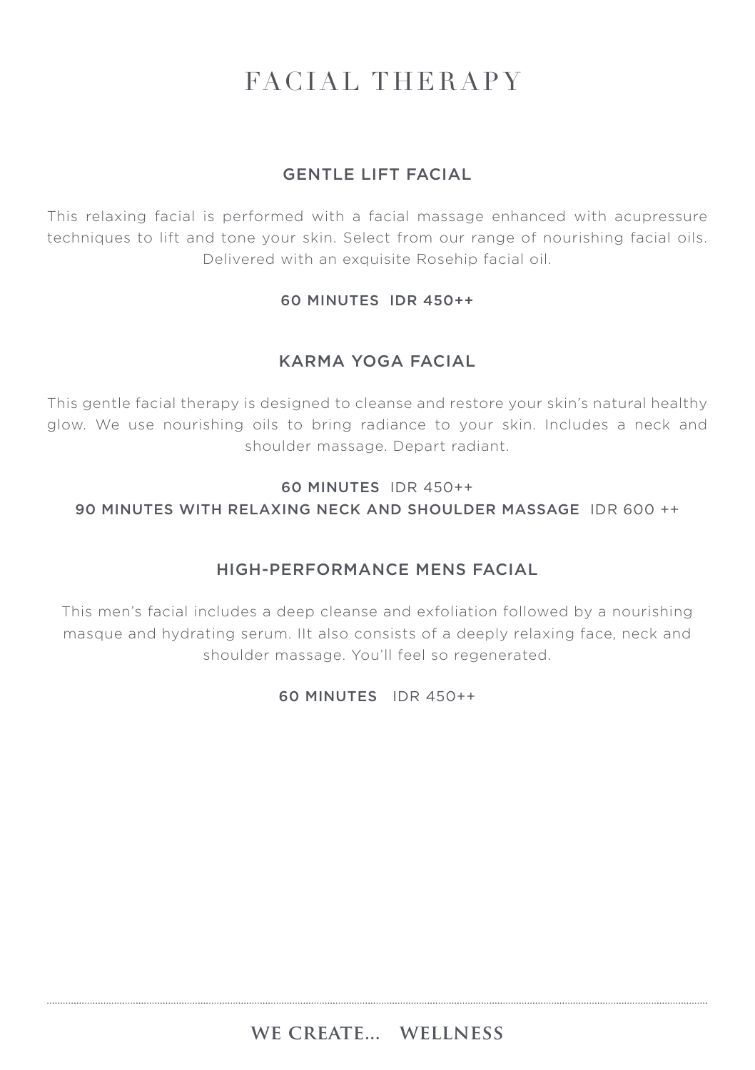# FACIAL THERAPY

## GENTLE LIFT FACIAL

This relaxing facial is performed with a facial massage enhanced with acupressure techniques to lift and tone your skin. Select from our range of nourishing facial oils. Delivered with an exquisite Rosehip facial oil.

60 MINUTES IDR 450++

## KARMA YOGA FACIAL

This gentle facial therapy is designed to cleanse and restore your skin's natural healthy glow. We use nourishing oils to bring radiance to your skin. Includes a neck and shoulder massage. Depart radiant.

60 MINUTES IDR 450++
90 MINUTES WITH RELAXING NECK AND SHOULDER MASSAGE IDR 600 ++

## HIGH-PERFORMANCE MENS FACIAL

This men's facial includes a deep cleanse and exfoliation followed by a nourishing masque and hydrating serum. IIt also consists of a deeply relaxing face, neck and shoulder massage. You'll feel so regenerated.

60 MINUTES IDR 450++

WE CREATE... WELLNESS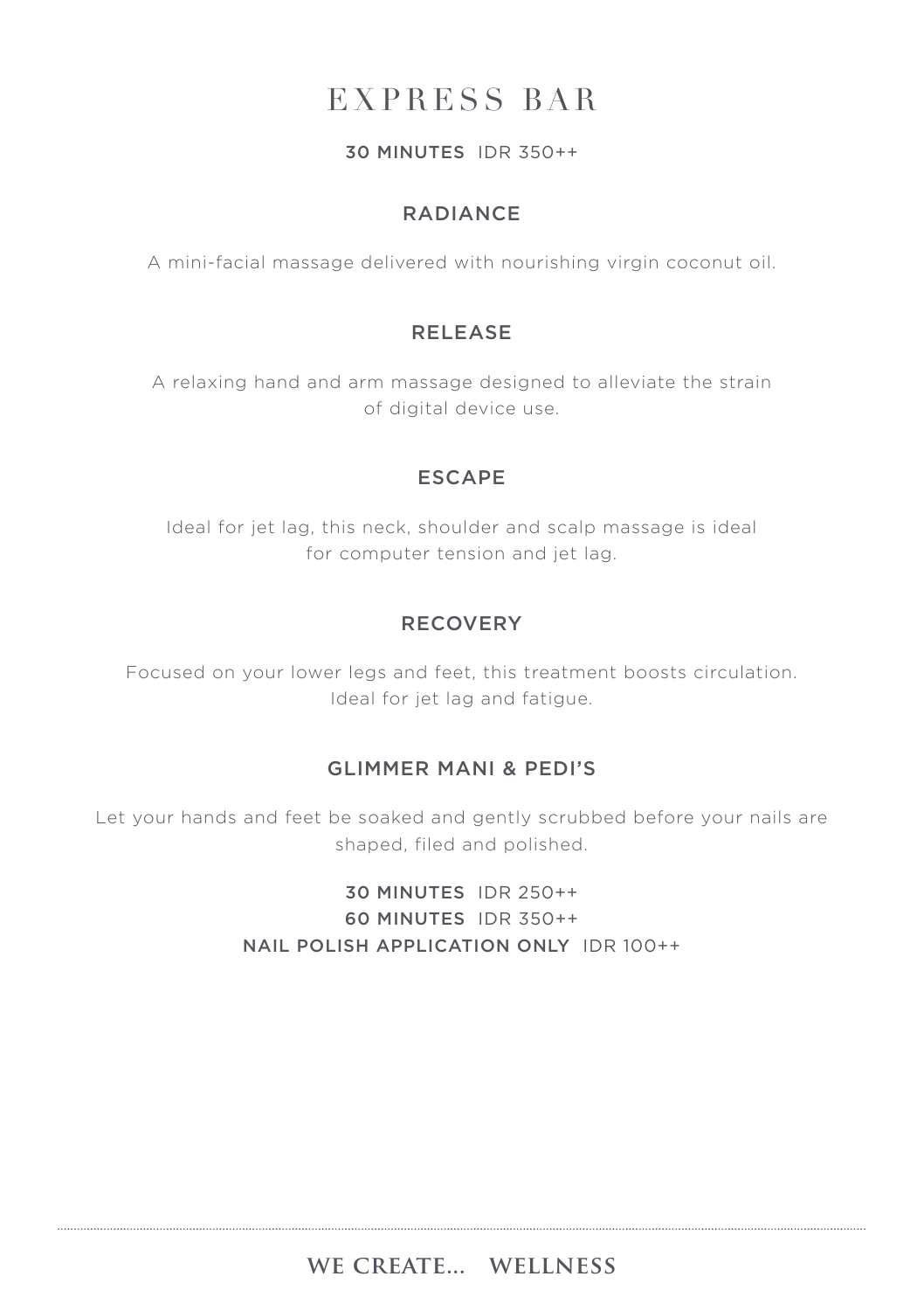# EXPRESS BAR

**30 MINUTES** IDR 350++

## RADIANCE

A mini-facial massage delivered with nourishing virgin coconut oil.

## RELEASE

A relaxing hand and arm massage designed to alleviate the strain of digital device use.

## ESCAPE

Ideal for jet lag, this neck, shoulder and scalp massage is ideal for computer tension and jet lag.

## RECOVERY

Focused on your lower legs and feet, this treatment boosts circulation. Ideal for jet lag and fatigue.

## GLIMMER MANI & PEDI'S

Let your hands and feet be soaked and gently scrubbed before your nails are shaped, filed and polished.

**30 MINUTES** IDR 250++
**60 MINUTES** IDR 350++
**NAIL POLISH APPLICATION ONLY** IDR 100++

**WE CREATE... WELLNESS**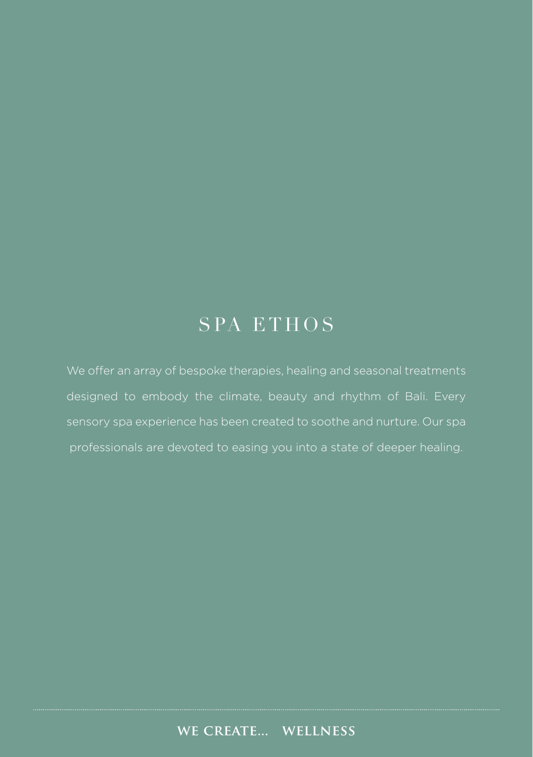# SPA ETHOS

We offer an array of bespoke therapies, healing and seasonal treatments designed to embody the climate, beauty and rhythm of Bali. Every sensory spa experience has been created to soothe and nurture. Our spa professionals are devoted to easing you into a state of deeper healing.

**WE CREATE... WELLNESS**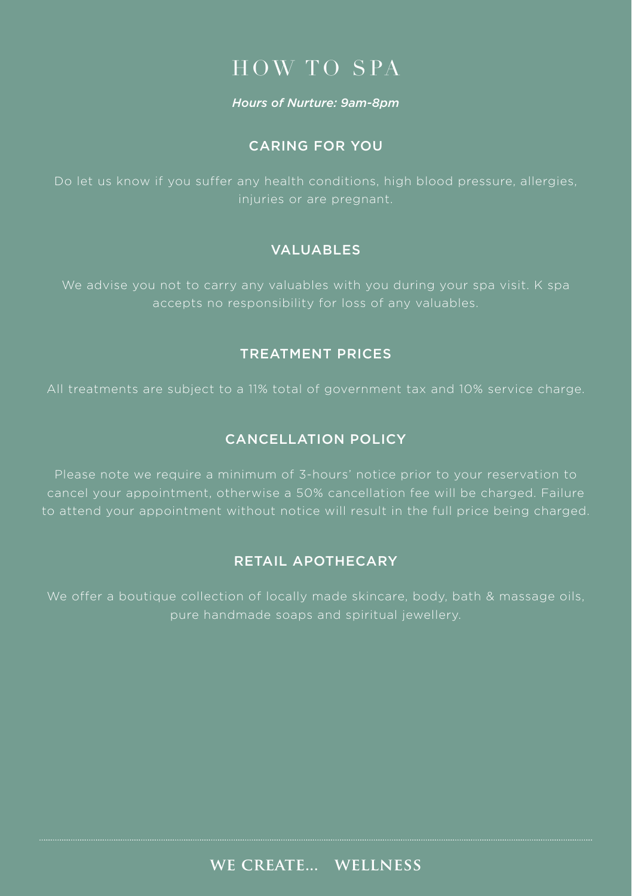# HOW TO SPA

*Hours of Nurture: 9am-8pm*

## CARING FOR YOU

Do let us know if you suffer any health conditions, high blood pressure, allergies, injuries or are pregnant.

## VALUABLES

We advise you not to carry any valuables with you during your spa visit. K spa accepts no responsibility for loss of any valuables.

## TREATMENT PRICES

All treatments are subject to a 11% total of government tax and 10% service charge.

## CANCELLATION POLICY

Please note we require a minimum of 3-hours' notice prior to your reservation to cancel your appointment, otherwise a 50% cancellation fee will be charged. Failure to attend your appointment without notice will result in the full price being charged.

## RETAIL APOTHECARY

We offer a boutique collection of locally made skincare, body, bath & massage oils, pure handmade soaps and spiritual jewellery.

**WE CREATE... WELLNESS**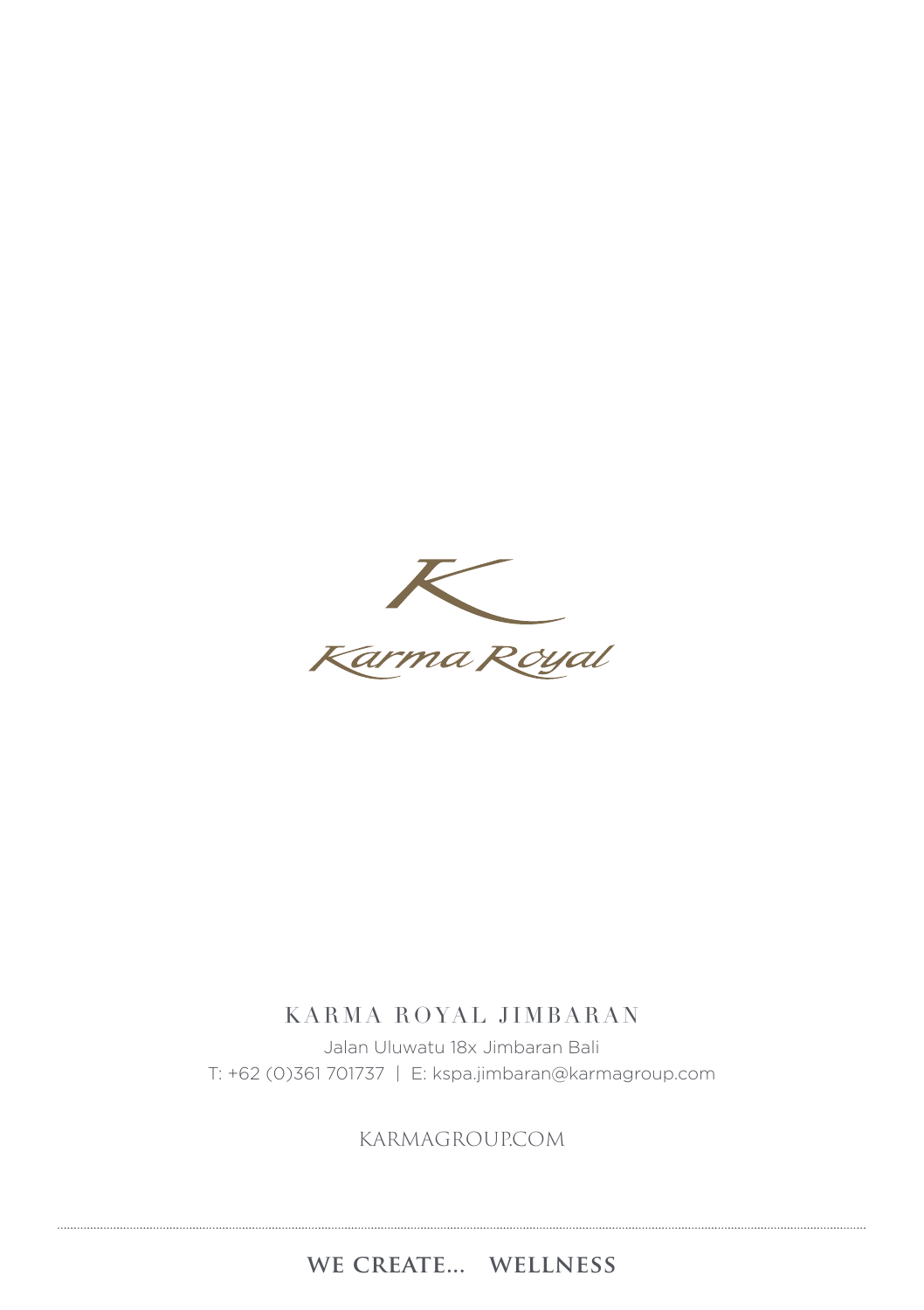Karma Royal

## KARMA ROYAL JIMBARAN

Jalan Uluwatu 18x Jimbaran Bali

T: +62 (0)361 701737 | E: kspa.jimbaran@karmagroup.com

KARMAGROUP.COM

**WE CREATE... WELLNESS**